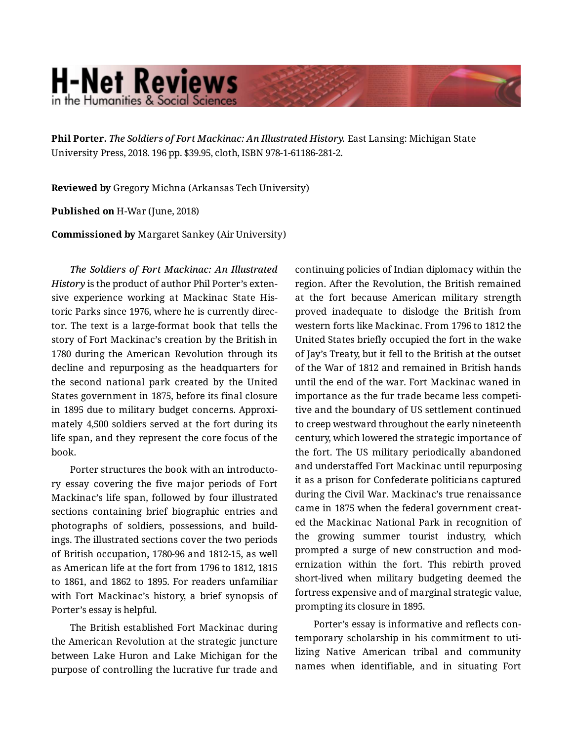# H-Net Reviews
in the Humanities & Social Sciences

**Phil Porter.** *The Soldiers of Fort Mackinac: An Illustrated History.* East Lansing: Michigan State University Press, 2018. 196 pp. $39.95, cloth, ISBN 978-1-61186-281-2.

**Reviewed by** Gregory Michna (Arkansas Tech University)

**Published on** H-War (June, 2018)

**Commissioned by** Margaret Sankey (Air University)

*The Soldiers of Fort Mackinac: An Illustrated History* is the product of author Phil Porter's extensive experience working at Mackinac State Historic Parks since 1976, where he is currently director. The text is a large-format book that tells the story of Fort Mackinac's creation by the British in 1780 during the American Revolution through its decline and repurposing as the headquarters for the second national park created by the United States government in 1875, before its final closure in 1895 due to military budget concerns. Approximately 4,500 soldiers served at the fort during its life span, and they represent the core focus of the book.

Porter structures the book with an introductory essay covering the five major periods of Fort Mackinac's life span, followed by four illustrated sections containing brief biographic entries and photographs of soldiers, possessions, and buildings. The illustrated sections cover the two periods of British occupation, 1780-96 and 1812-15, as well as American life at the fort from 1796 to 1812, 1815 to 1861, and 1862 to 1895. For readers unfamiliar with Fort Mackinac's history, a brief synopsis of Porter's essay is helpful.

The British established Fort Mackinac during the American Revolution at the strategic juncture between Lake Huron and Lake Michigan for the purpose of controlling the lucrative fur trade and continuing policies of Indian diplomacy within the region. After the Revolution, the British remained at the fort because American military strength proved inadequate to dislodge the British from western forts like Mackinac. From 1796 to 1812 the United States briefly occupied the fort in the wake of Jay's Treaty, but it fell to the British at the outset of the War of 1812 and remained in British hands until the end of the war. Fort Mackinac waned in importance as the fur trade became less competitive and the boundary of US settlement continued to creep westward throughout the early nineteenth century, which lowered the strategic importance of the fort. The US military periodically abandoned and understaffed Fort Mackinac until repurposing it as a prison for Confederate politicians captured during the Civil War. Mackinac's true renaissance came in 1875 when the federal government created the Mackinac National Park in recognition of the growing summer tourist industry, which prompted a surge of new construction and modernization within the fort. This rebirth proved short-lived when military budgeting deemed the fortress expensive and of marginal strategic value, prompting its closure in 1895.

Porter's essay is informative and reflects contemporary scholarship in his commitment to utilizing Native American tribal and community names when identifiable, and in situating Fort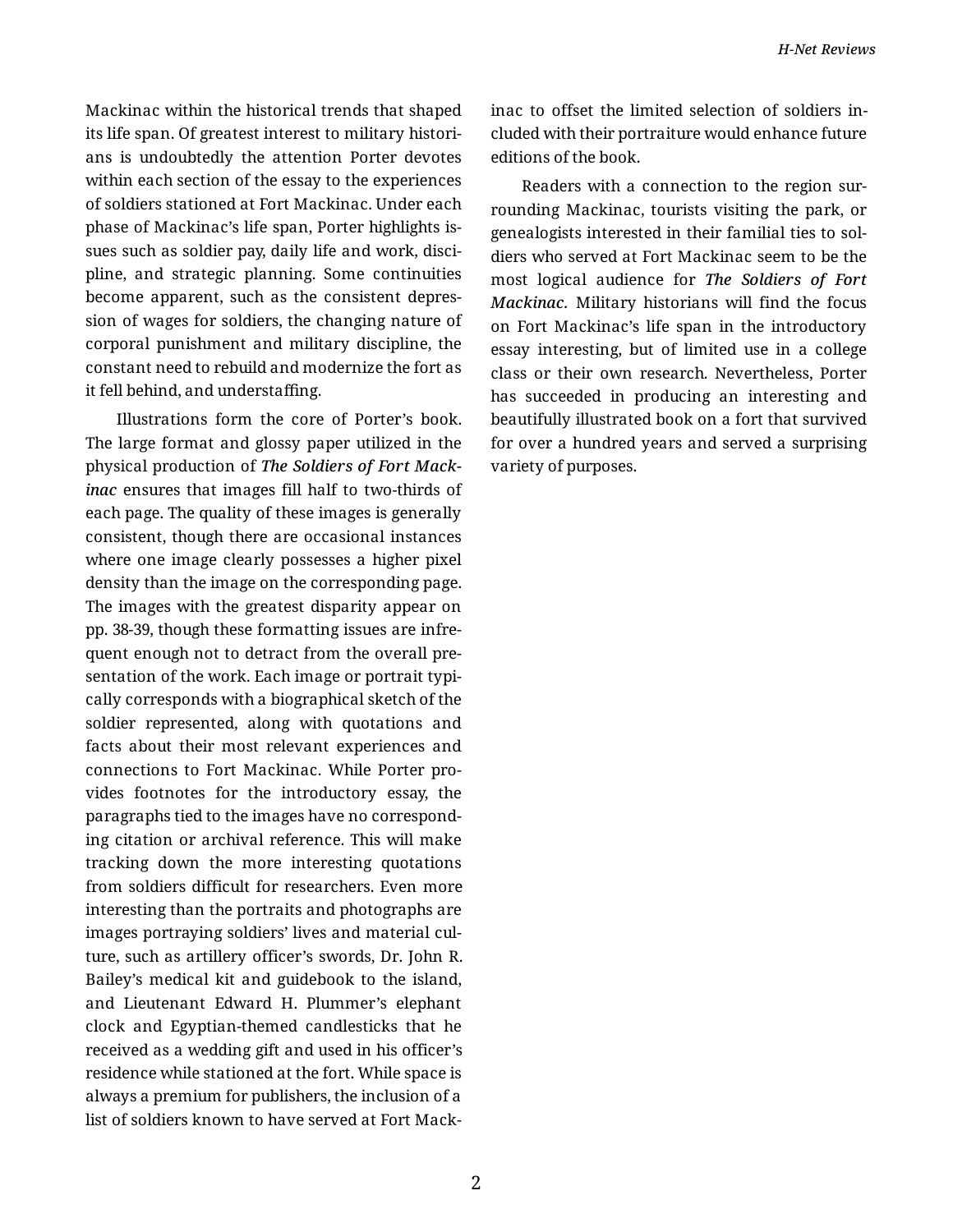Mackinac within the historical trends that shaped its life span. Of greatest interest to military historians is undoubtedly the attention Porter devotes within each section of the essay to the experiences of soldiers stationed at Fort Mackinac. Under each phase of Mackinac's life span, Porter highlights issues such as soldier pay, daily life and work, discipline, and strategic planning. Some continuities become apparent, such as the consistent depression of wages for soldiers, the changing nature of corporal punishment and military discipline, the constant need to rebuild and modernize the fort as it fell behind, and understaffing.

Illustrations form the core of Porter's book. The large format and glossy paper utilized in the physical production of ***The Soldiers of Fort Mackinac*** ensures that images fill half to two-thirds of each page. The quality of these images is generally consistent, though there are occasional instances where one image clearly possesses a higher pixel density than the image on the corresponding page. The images with the greatest disparity appear on pp. 38-39, though these formatting issues are infrequent enough not to detract from the overall presentation of the work. Each image or portrait typically corresponds with a biographical sketch of the soldier represented, along with quotations and facts about their most relevant experiences and connections to Fort Mackinac. While Porter provides footnotes for the introductory essay, the paragraphs tied to the images have no corresponding citation or archival reference. This will make tracking down the more interesting quotations from soldiers difficult for researchers. Even more interesting than the portraits and photographs are images portraying soldiers' lives and material culture, such as artillery officer's swords, Dr. John R. Bailey's medical kit and guidebook to the island, and Lieutenant Edward H. Plummer's elephant clock and Egyptian-themed candlesticks that he received as a wedding gift and used in his officer's residence while stationed at the fort. While space is always a premium for publishers, the inclusion of a list of soldiers known to have served at Fort Mackinac to offset the limited selection of soldiers included with their portraiture would enhance future editions of the book.

Readers with a connection to the region surrounding Mackinac, tourists visiting the park, or genealogists interested in their familial ties to soldiers who served at Fort Mackinac seem to be the most logical audience for ***The Soldiers of Fort Mackinac***. Military historians will find the focus on Fort Mackinac's life span in the introductory essay interesting, but of limited use in a college class or their own research. Nevertheless, Porter has succeeded in producing an interesting and beautifully illustrated book on a fort that survived for over a hundred years and served a surprising variety of purposes.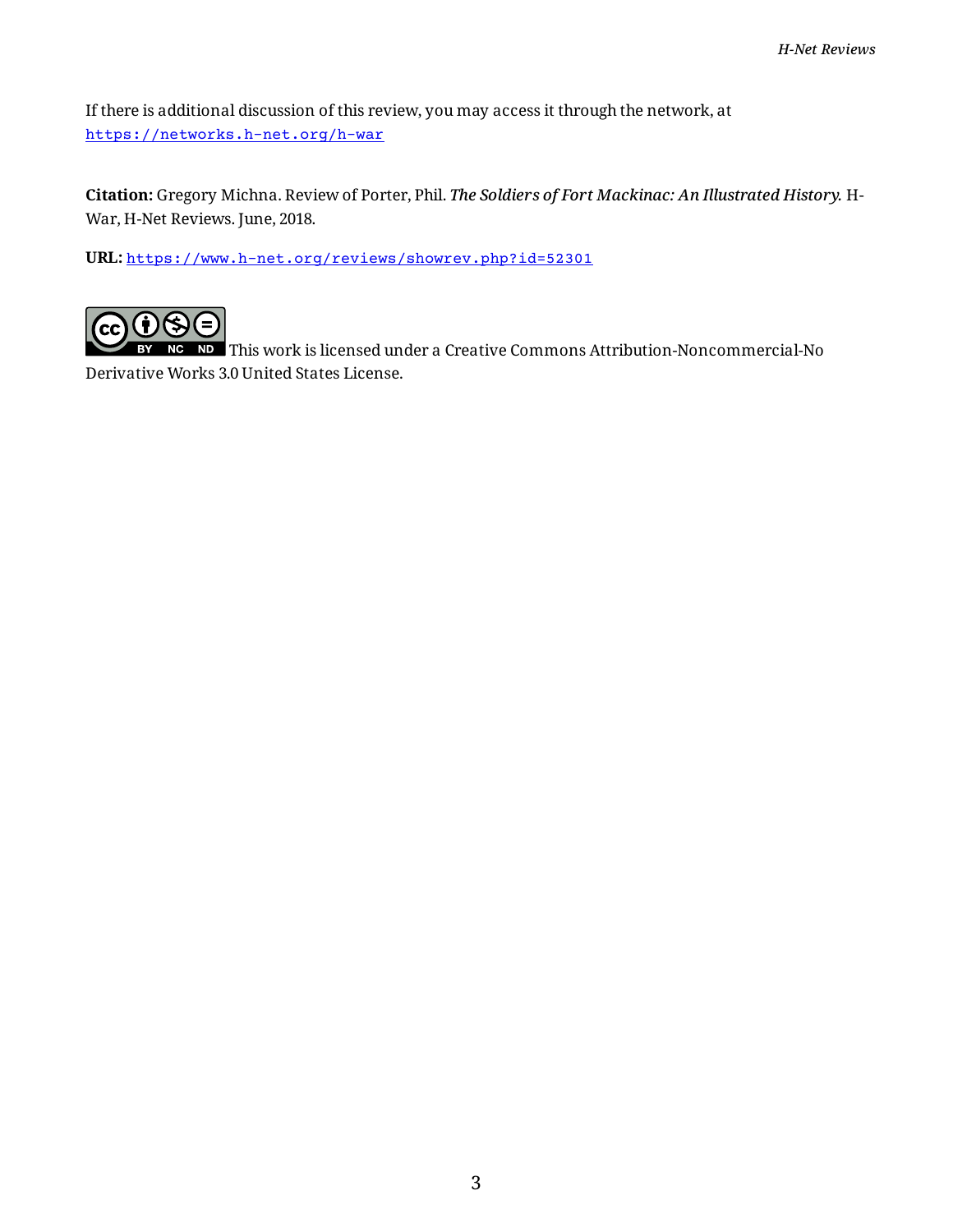If there is additional discussion of this review, you may access it through the network, at https://networks.h-net.org/h-war

**Citation:** Gregory Michna. Review of Porter, Phil. ***The Soldiers of Fort Mackinac: An Illustrated History.*** H-War, H-Net Reviews. June, 2018.

**URL:** https://www.h-net.org/reviews/showrev.php?id=52301

This work is licensed under a Creative Commons Attribution-Noncommercial-No Derivative Works 3.0 United States License.